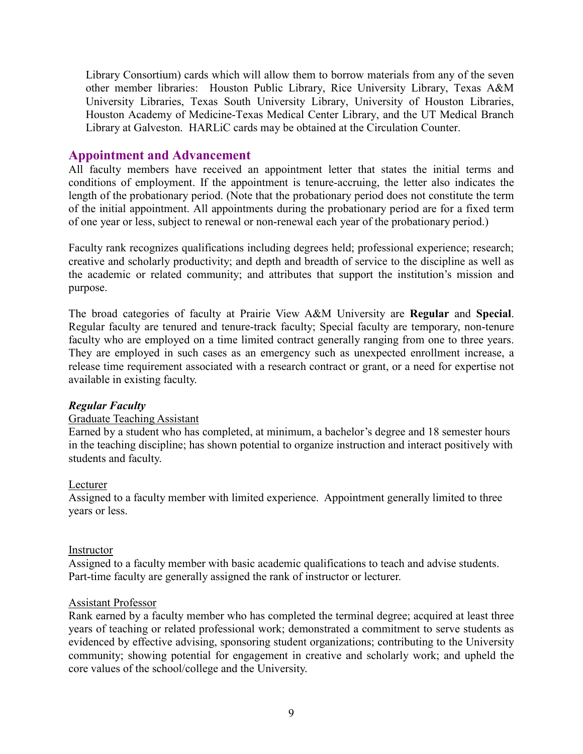Library Consortium) cards which will allow them to borrow materials from any of the seven other member libraries: Houston Public Library, Rice University Library, Texas A&M University Libraries, Texas South University Library, University of Houston Libraries, Houston Academy of Medicine-Texas Medical Center Library, and the UT Medical Branch Library at Galveston. HARLiC cards may be obtained at the Circulation Counter.

## Appointment and Advancement

All faculty members have received an appointment letter that states the initial terms and conditions of employment. If the appointment is tenure-accruing, the letter also indicates the length of the probationary period. (Note that the probationary period does not constitute the term of the initial appointment. All appointments during the probationary period are for a fixed term of one year or less, subject to renewal or non-renewal each year of the probationary period.)

Faculty rank recognizes qualifications including degrees held; professional experience; research; creative and scholarly productivity; and depth and breadth of service to the discipline as well as the academic or related community; and attributes that support the institution's mission and purpose.

The broad categories of faculty at Prairie View A&M University are **Regular** and **Special**. Regular faculty are tenured and tenure-track faculty; Special faculty are temporary, non-tenure faculty who are employed on a time limited contract generally ranging from one to three years. They are employed in such cases as an emergency such as unexpected enrollment increase, a release time requirement associated with a research contract or grant, or a need for expertise not available in existing faculty.

### *Regular Faculty*

Graduate Teaching Assistant

Earned by a student who has completed, at minimum, a bachelor's degree and 18 semester hours in the teaching discipline; has shown potential to organize instruction and interact positively with students and faculty.

Lecturer

Assigned to a faculty member with limited experience. Appointment generally limited to three years or less.

Instructor

Assigned to a faculty member with basic academic qualifications to teach and advise students. Part-time faculty are generally assigned the rank of instructor or lecturer.

Assistant Professor

Rank earned by a faculty member who has completed the terminal degree; acquired at least three years of teaching or related professional work; demonstrated a commitment to serve students as evidenced by effective advising, sponsoring student organizations; contributing to the University community; showing potential for engagement in creative and scholarly work; and upheld the core values of the school/college and the University.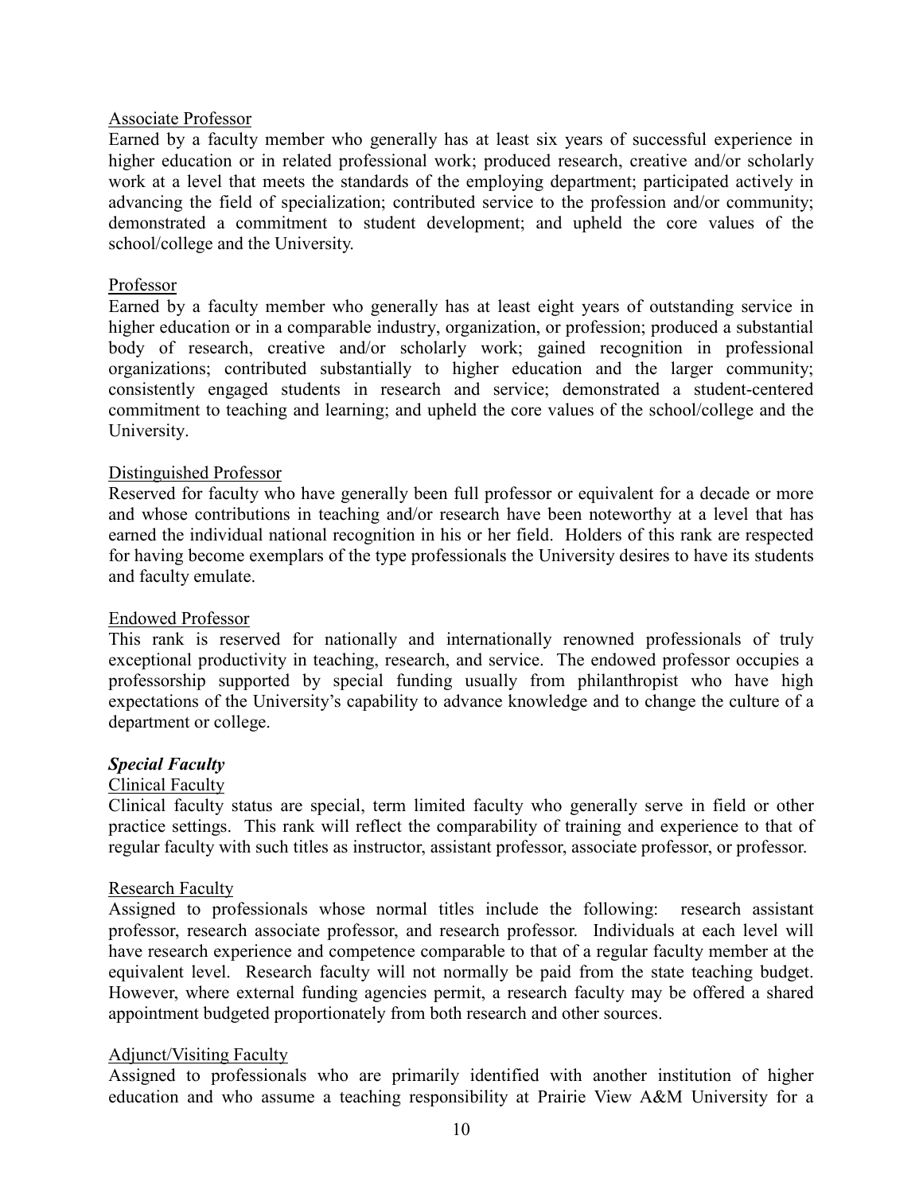Associate Professor

Earned by a faculty member who generally has at least six years of successful experience in higher education or in related professional work; produced research, creative and/or scholarly work at a level that meets the standards of the employing department; participated actively in advancing the field of specialization; contributed service to the profession and/or community; demonstrated a commitment to student development; and upheld the core values of the school/college and the University.

Professor

Earned by a faculty member who generally has at least eight years of outstanding service in higher education or in a comparable industry, organization, or profession; produced a substantial body of research, creative and/or scholarly work; gained recognition in professional organizations; contributed substantially to higher education and the larger community; consistently engaged students in research and service; demonstrated a student-centered commitment to teaching and learning; and upheld the core values of the school/college and the University.

Distinguished Professor

Reserved for faculty who have generally been full professor or equivalent for a decade or more and whose contributions in teaching and/or research have been noteworthy at a level that has earned the individual national recognition in his or her field. Holders of this rank are respected for having become exemplars of the type professionals the University desires to have its students and faculty emulate.

Endowed Professor

This rank is reserved for nationally and internationally renowned professionals of truly exceptional productivity in teaching, research, and service. The endowed professor occupies a professorship supported by special funding usually from philanthropist who have high expectations of the University's capability to advance knowledge and to change the culture of a department or college.

***Special Faculty***

Clinical Faculty

Clinical faculty status are special, term limited faculty who generally serve in field or other practice settings. This rank will reflect the comparability of training and experience to that of regular faculty with such titles as instructor, assistant professor, associate professor, or professor.

Research Faculty

Assigned to professionals whose normal titles include the following: research assistant professor, research associate professor, and research professor. Individuals at each level will have research experience and competence comparable to that of a regular faculty member at the equivalent level. Research faculty will not normally be paid from the state teaching budget. However, where external funding agencies permit, a research faculty may be offered a shared appointment budgeted proportionately from both research and other sources.

Adjunct/Visiting Faculty

Assigned to professionals who are primarily identified with another institution of higher education and who assume a teaching responsibility at Prairie View A&M University for a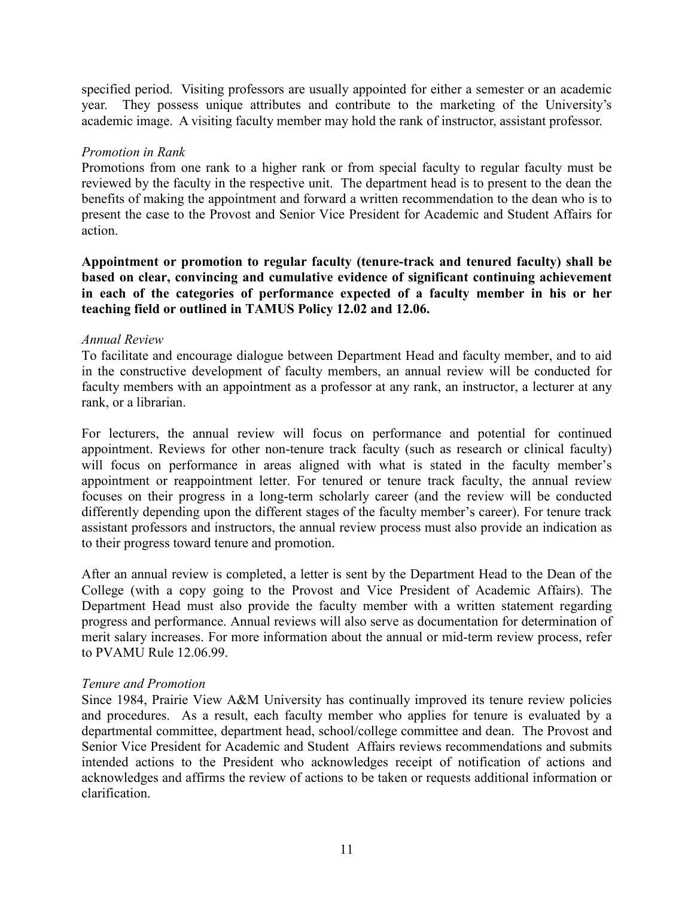specified period. Visiting professors are usually appointed for either a semester or an academic year. They possess unique attributes and contribute to the marketing of the University's academic image. A visiting faculty member may hold the rank of instructor, assistant professor.

*Promotion in Rank*

Promotions from one rank to a higher rank or from special faculty to regular faculty must be reviewed by the faculty in the respective unit. The department head is to present to the dean the benefits of making the appointment and forward a written recommendation to the dean who is to present the case to the Provost and Senior Vice President for Academic and Student Affairs for action.

**Appointment or promotion to regular faculty (tenure-track and tenured faculty) shall be based on clear, convincing and cumulative evidence of significant continuing achievement in each of the categories of performance expected of a faculty member in his or her teaching field or outlined in TAMUS Policy 12.02 and 12.06.**

*Annual Review*

To facilitate and encourage dialogue between Department Head and faculty member, and to aid in the constructive development of faculty members, an annual review will be conducted for faculty members with an appointment as a professor at any rank, an instructor, a lecturer at any rank, or a librarian.

For lecturers, the annual review will focus on performance and potential for continued appointment. Reviews for other non-tenure track faculty (such as research or clinical faculty) will focus on performance in areas aligned with what is stated in the faculty member's appointment or reappointment letter. For tenured or tenure track faculty, the annual review focuses on their progress in a long-term scholarly career (and the review will be conducted differently depending upon the different stages of the faculty member's career). For tenure track assistant professors and instructors, the annual review process must also provide an indication as to their progress toward tenure and promotion.

After an annual review is completed, a letter is sent by the Department Head to the Dean of the College (with a copy going to the Provost and Vice President of Academic Affairs). The Department Head must also provide the faculty member with a written statement regarding progress and performance. Annual reviews will also serve as documentation for determination of merit salary increases. For more information about the annual or mid-term review process, refer to PVAMU Rule 12.06.99.

*Tenure and Promotion*

Since 1984, Prairie View A&M University has continually improved its tenure review policies and procedures. As a result, each faculty member who applies for tenure is evaluated by a departmental committee, department head, school/college committee and dean. The Provost and Senior Vice President for Academic and Student Affairs reviews recommendations and submits intended actions to the President who acknowledges receipt of notification of actions and acknowledges and affirms the review of actions to be taken or requests additional information or clarification.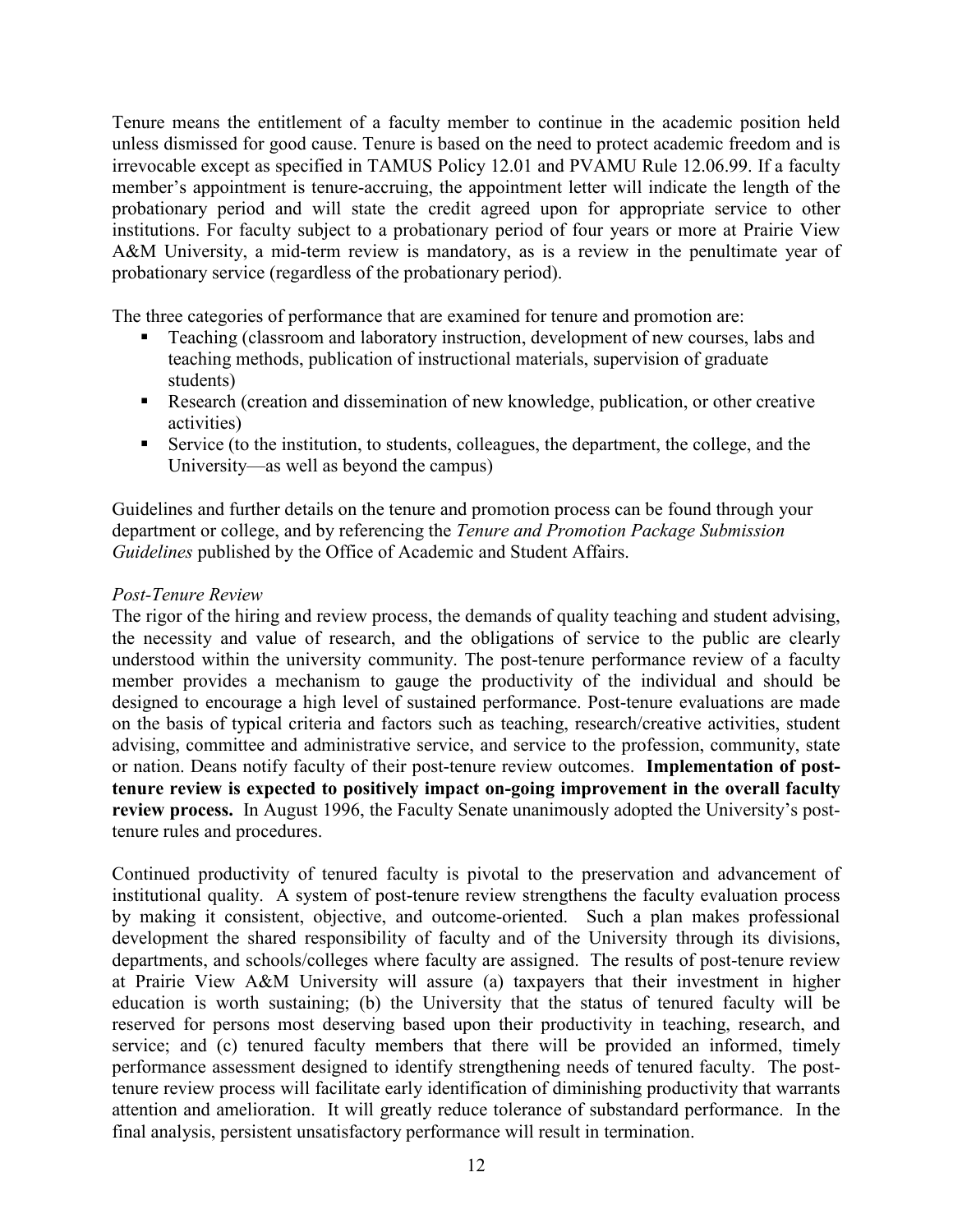Tenure means the entitlement of a faculty member to continue in the academic position held unless dismissed for good cause. Tenure is based on the need to protect academic freedom and is irrevocable except as specified in TAMUS Policy 12.01 and PVAMU Rule 12.06.99. If a faculty member's appointment is tenure-accruing, the appointment letter will indicate the length of the probationary period and will state the credit agreed upon for appropriate service to other institutions. For faculty subject to a probationary period of four years or more at Prairie View A&M University, a mid-term review is mandatory, as is a review in the penultimate year of probationary service (regardless of the probationary period).

The three categories of performance that are examined for tenure and promotion are:

- Teaching (classroom and laboratory instruction, development of new courses, labs and teaching methods, publication of instructional materials, supervision of graduate students)
- Research (creation and dissemination of new knowledge, publication, or other creative activities)
- Service (to the institution, to students, colleagues, the department, the college, and the University—as well as beyond the campus)

Guidelines and further details on the tenure and promotion process can be found through your department or college, and by referencing the *Tenure and Promotion Package Submission Guidelines* published by the Office of Academic and Student Affairs.

*Post-Tenure Review*

The rigor of the hiring and review process, the demands of quality teaching and student advising, the necessity and value of research, and the obligations of service to the public are clearly understood within the university community. The post-tenure performance review of a faculty member provides a mechanism to gauge the productivity of the individual and should be designed to encourage a high level of sustained performance. Post-tenure evaluations are made on the basis of typical criteria and factors such as teaching, research/creative activities, student advising, committee and administrative service, and service to the profession, community, state or nation. Deans notify faculty of their post-tenure review outcomes. **Implementation of post-tenure review is expected to positively impact on-going improvement in the overall faculty review process.** In August 1996, the Faculty Senate unanimously adopted the University's post-tenure rules and procedures.

Continued productivity of tenured faculty is pivotal to the preservation and advancement of institutional quality. A system of post-tenure review strengthens the faculty evaluation process by making it consistent, objective, and outcome-oriented. Such a plan makes professional development the shared responsibility of faculty and of the University through its divisions, departments, and schools/colleges where faculty are assigned. The results of post-tenure review at Prairie View A&M University will assure (a) taxpayers that their investment in higher education is worth sustaining; (b) the University that the status of tenured faculty will be reserved for persons most deserving based upon their productivity in teaching, research, and service; and (c) tenured faculty members that there will be provided an informed, timely performance assessment designed to identify strengthening needs of tenured faculty. The post-tenure review process will facilitate early identification of diminishing productivity that warrants attention and amelioration. It will greatly reduce tolerance of substandard performance. In the final analysis, persistent unsatisfactory performance will result in termination.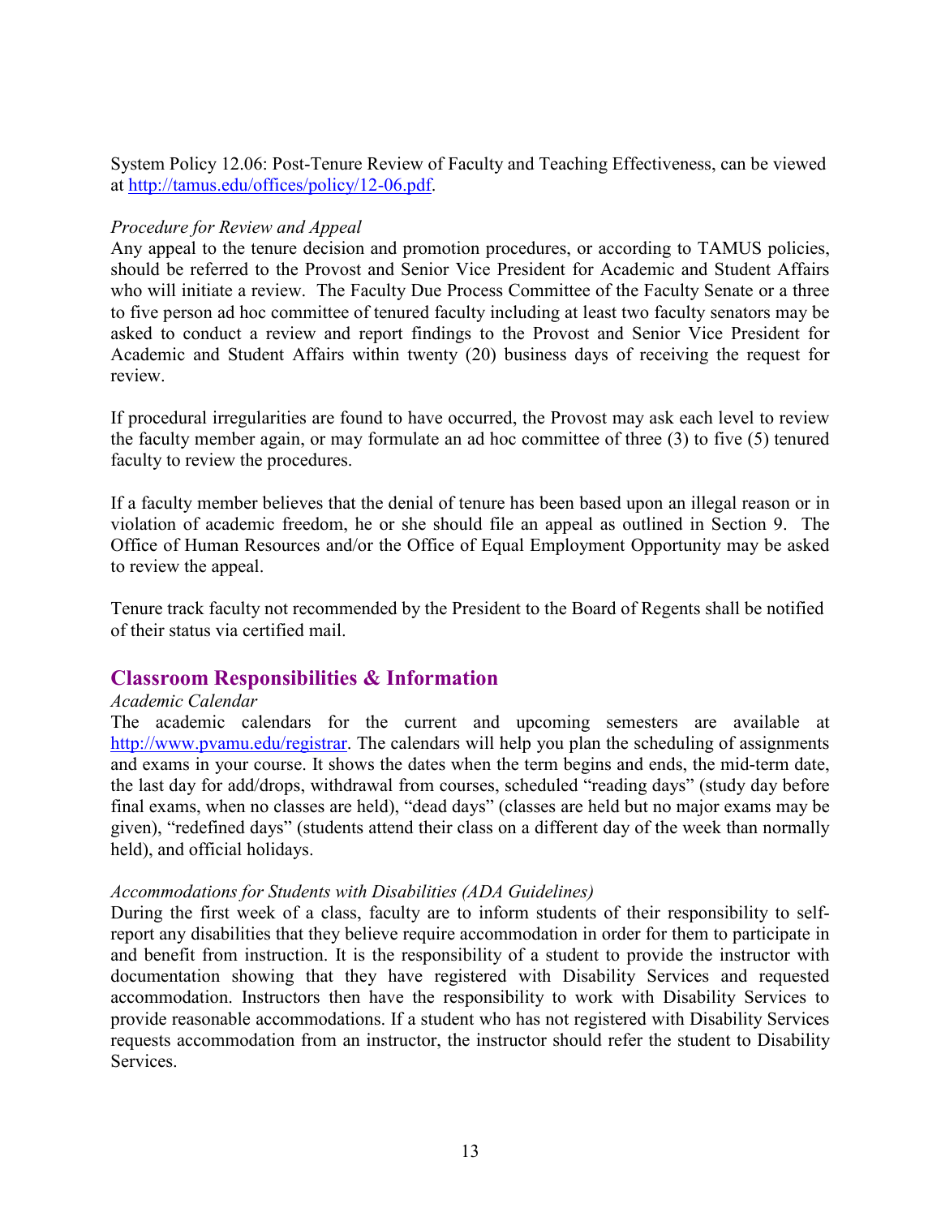System Policy 12.06: Post-Tenure Review of Faculty and Teaching Effectiveness, can be viewed at [http://tamus.edu/offices/policy/12-06.pdf](http://tamus.edu/offices/policy/12-06.pdf).

*Procedure for Review and Appeal*

Any appeal to the tenure decision and promotion procedures, or according to TAMUS policies, should be referred to the Provost and Senior Vice President for Academic and Student Affairs who will initiate a review. The Faculty Due Process Committee of the Faculty Senate or a three to five person ad hoc committee of tenured faculty including at least two faculty senators may be asked to conduct a review and report findings to the Provost and Senior Vice President for Academic and Student Affairs within twenty (20) business days of receiving the request for review.

If procedural irregularities are found to have occurred, the Provost may ask each level to review the faculty member again, or may formulate an ad hoc committee of three (3) to five (5) tenured faculty to review the procedures.

If a faculty member believes that the denial of tenure has been based upon an illegal reason or in violation of academic freedom, he or she should file an appeal as outlined in Section 9. The Office of Human Resources and/or the Office of Equal Employment Opportunity may be asked to review the appeal.

Tenure track faculty not recommended by the President to the Board of Regents shall be notified of their status via certified mail.

## Classroom Responsibilities & Information

*Academic Calendar*

The academic calendars for the current and upcoming semesters are available at [http://www.pvamu.edu/registrar](http://www.pvamu.edu/registrar). The calendars will help you plan the scheduling of assignments and exams in your course. It shows the dates when the term begins and ends, the mid-term date, the last day for add/drops, withdrawal from courses, scheduled "reading days" (study day before final exams, when no classes are held), "dead days" (classes are held but no major exams may be given), "redefined days" (students attend their class on a different day of the week than normally held), and official holidays.

*Accommodations for Students with Disabilities (ADA Guidelines)*

During the first week of a class, faculty are to inform students of their responsibility to self-report any disabilities that they believe require accommodation in order for them to participate in and benefit from instruction. It is the responsibility of a student to provide the instructor with documentation showing that they have registered with Disability Services and requested accommodation. Instructors then have the responsibility to work with Disability Services to provide reasonable accommodations. If a student who has not registered with Disability Services requests accommodation from an instructor, the instructor should refer the student to Disability Services.